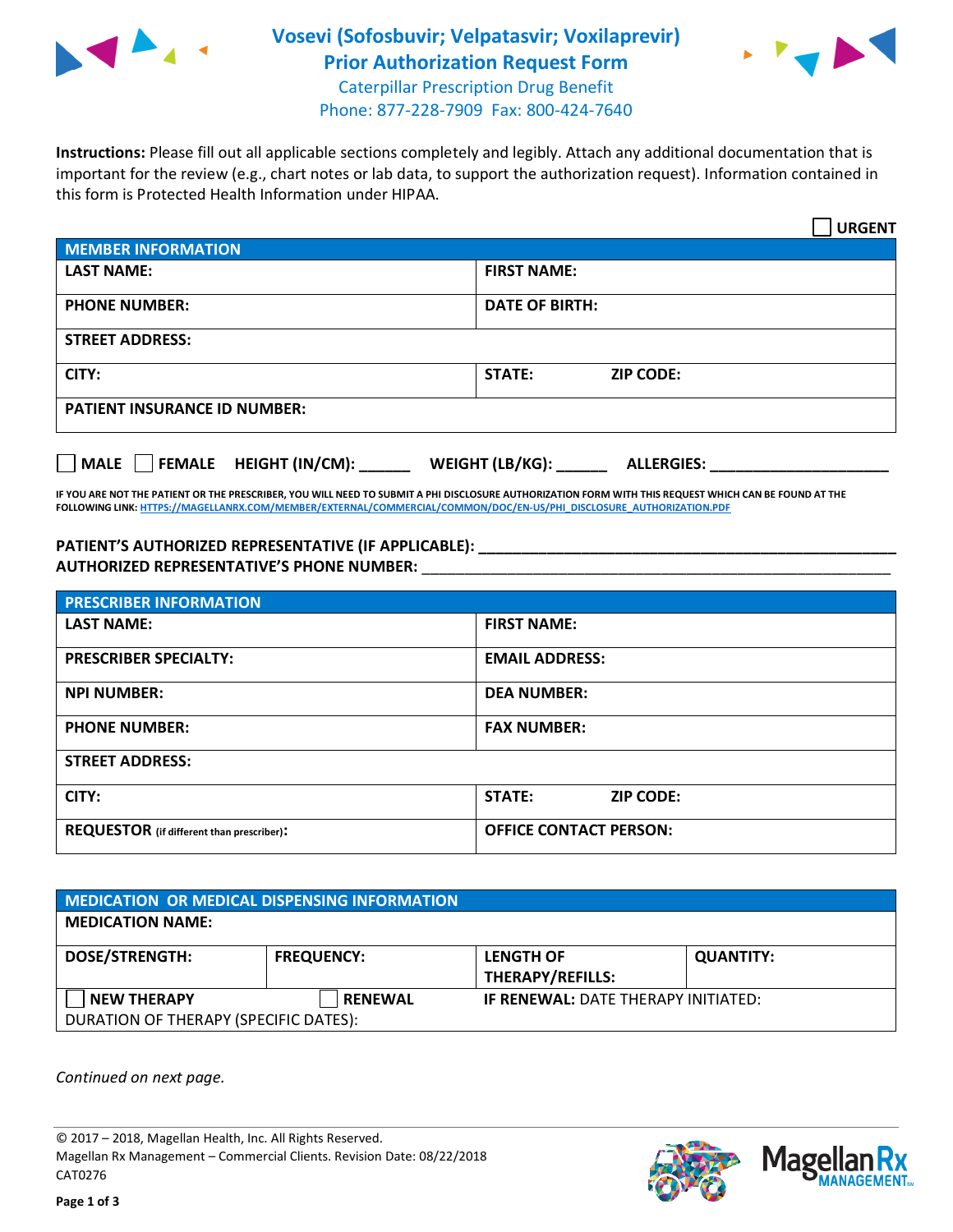# Vosevi (Sofosbuvir; Velpatasvir; Voxilaprevir) Prior Authorization Request Form

Caterpillar Prescription Drug Benefit
Phone: 877-228-7909 Fax: 800-424-7640

**Instructions:** Please fill out all applicable sections completely and legibly. Attach any additional documentation that is important for the review (e.g., chart notes or lab data, to support the authorization request). Information contained in this form is Protected Health Information under HIPAA.

☐ **URGENT**

| **MEMBER INFORMATION** | |
|---|---|
| **LAST NAME:** | **FIRST NAME:** |
| **PHONE NUMBER:** | **DATE OF BIRTH:** |
| **STREET ADDRESS:** | |
| **CITY:** | **STATE:** **ZIP CODE:** |
| **PATIENT INSURANCE ID NUMBER:** | |

☐ **MALE** ☐ **FEMALE** **HEIGHT (IN/CM):** ______ **WEIGHT (LB/KG):** ______ **ALLERGIES:** ____________________

**IF YOU ARE NOT THE PATIENT OR THE PRESCRIBER, YOU WILL NEED TO SUBMIT A PHI DISCLOSURE AUTHORIZATION FORM WITH THIS REQUEST WHICH CAN BE FOUND AT THE FOLLOWING LINK: HTTPS://MAGELLANRX.COM/MEMBER/EXTERNAL/COMMERCIAL/COMMON/DOC/EN-US/PHI_DISCLOSURE_AUTHORIZATION.PDF**

**PATIENT'S AUTHORIZED REPRESENTATIVE (IF APPLICABLE):** ____________________________________________
**AUTHORIZED REPRESENTATIVE'S PHONE NUMBER:** ____________________________________________

| **PRESCRIBER INFORMATION** | |
|---|---|
| **LAST NAME:** | **FIRST NAME:** |
| **PRESCRIBER SPECIALTY:** | **EMAIL ADDRESS:** |
| **NPI NUMBER:** | **DEA NUMBER:** |
| **PHONE NUMBER:** | **FAX NUMBER:** |
| **STREET ADDRESS:** | |
| **CITY:** | **STATE:** **ZIP CODE:** |
| **REQUESTOR** (if different than prescriber)**:** | **OFFICE CONTACT PERSON:** |

| **MEDICATION OR MEDICAL DISPENSING INFORMATION** | | | |
|---|---|---|---|
| **MEDICATION NAME:** | | | |
| **DOSE/STRENGTH:** | **FREQUENCY:** | **LENGTH OF THERAPY/REFILLS:** | **QUANTITY:** |
| ☐ **NEW THERAPY** | ☐ **RENEWAL** | **IF RENEWAL:** DATE THERAPY INITIATED: | |
| DURATION OF THERAPY (SPECIFIC DATES): | | | |

*Continued on next page.*

© 2017 – 2018, Magellan Health, Inc. All Rights Reserved.
Magellan Rx Management – Commercial Clients. Revision Date: 08/22/2018
CAT0276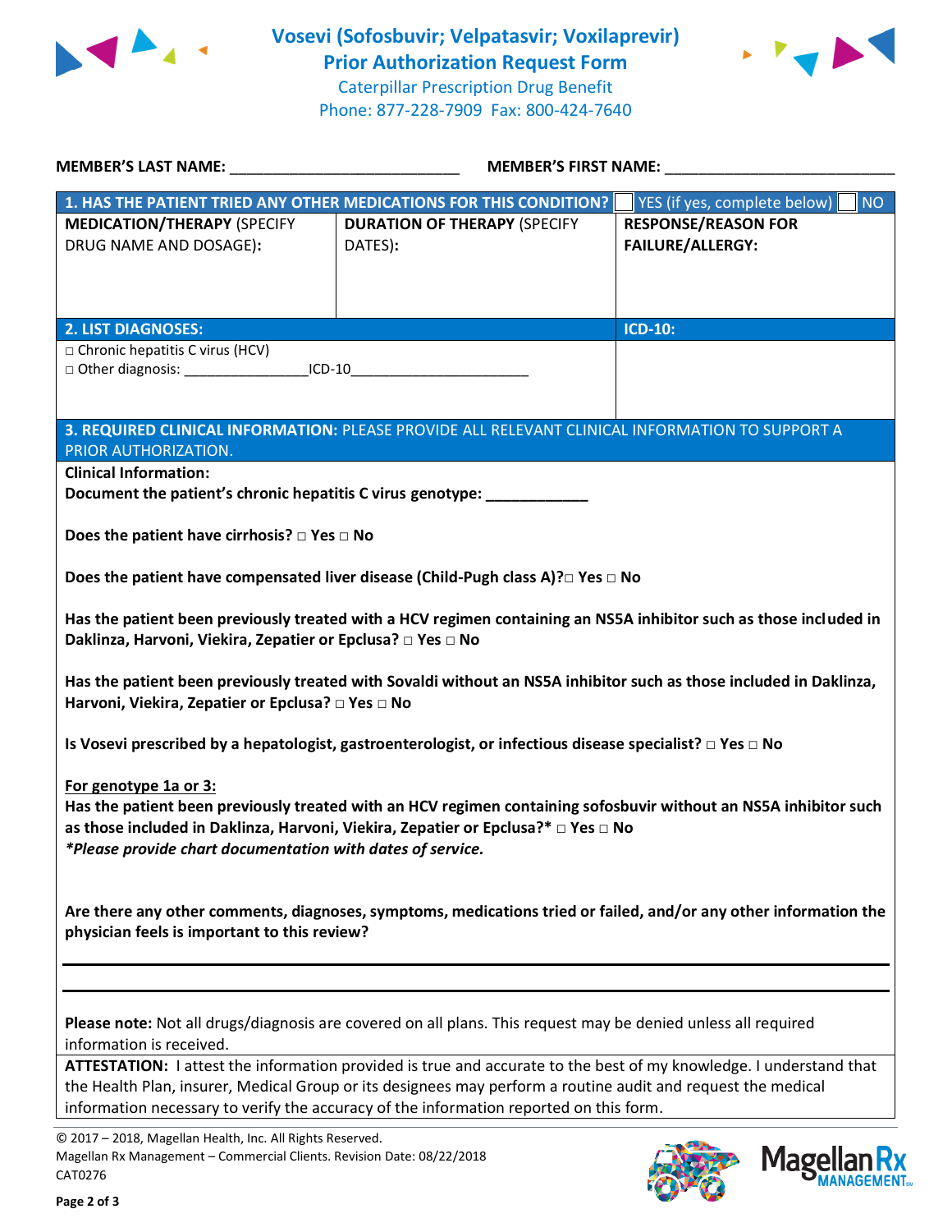# Vosevi (Sofosbuvir; Velpatasvir; Voxilaprevir)
## Prior Authorization Request Form

Caterpillar Prescription Drug Benefit
Phone: 877-228-7909 Fax: 800-424-7640

**MEMBER'S LAST NAME:** ___________________________ **MEMBER'S FIRST NAME:** ___________________________

| **1. HAS THE PATIENT TRIED ANY OTHER MEDICATIONS FOR THIS CONDITION?** | | ☐ YES (if yes, complete below) ☐ NO |
|---|---|---|
| **MEDICATION/THERAPY** (SPECIFY DRUG NAME AND DOSAGE): | **DURATION OF THERAPY** (SPECIFY DATES): | **RESPONSE/REASON FOR FAILURE/ALLERGY:** |
| | | |

| **2. LIST DIAGNOSES:** | **ICD-10:** |
|---|---|
| □ Chronic hepatitis C virus (HCV)<br>□ Other diagnosis: ________________ICD-10_______________________ | |

**3. REQUIRED CLINICAL INFORMATION:** PLEASE PROVIDE ALL RELEVANT CLINICAL INFORMATION TO SUPPORT A PRIOR AUTHORIZATION.

**Clinical Information:**

**Document the patient's chronic hepatitis C virus genotype: ____________**

**Does the patient have cirrhosis? □ Yes □ No**

**Does the patient have compensated liver disease (Child-Pugh class A)?□ Yes □ No**

**Has the patient been previously treated with a HCV regimen containing an NS5A inhibitor such as those included in Daklinza, Harvoni, Viekira, Zepatier or Epclusa? □ Yes □ No**

**Has the patient been previously treated with Sovaldi without an NS5A inhibitor such as those included in Daklinza, Harvoni, Viekira, Zepatier or Epclusa? □ Yes □ No**

**Is Vosevi prescribed by a hepatologist, gastroenterologist, or infectious disease specialist? □ Yes □ No**

**For genotype 1a or 3:**
**Has the patient been previously treated with an HCV regimen containing sofosbuvir without an NS5A inhibitor such as those included in Daklinza, Harvoni, Viekira, Zepatier or Epclusa?* □ Yes □ No**
***Please provide chart documentation with dates of service.***

**Are there any other comments, diagnoses, symptoms, medications tried or failed, and/or any other information the physician feels is important to this review?**

_______________________________________________________________________________

_______________________________________________________________________________

**Please note:** Not all drugs/diagnosis are covered on all plans. This request may be denied unless all required information is received.

**ATTESTATION:** I attest the information provided is true and accurate to the best of my knowledge. I understand that the Health Plan, insurer, Medical Group or its designees may perform a routine audit and request the medical information necessary to verify the accuracy of the information reported on this form.

© 2017 – 2018, Magellan Health, Inc. All Rights Reserved.
Magellan Rx Management – Commercial Clients. Revision Date: 08/22/2018
CAT0276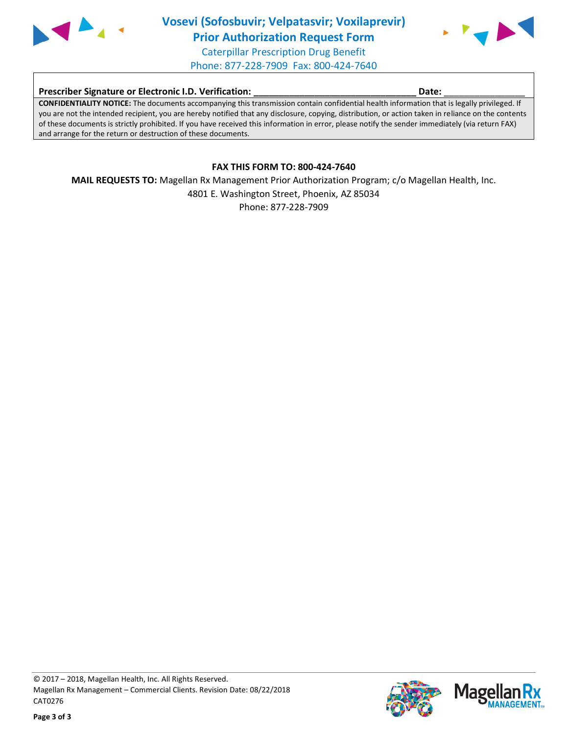**Prescriber Signature or Electronic I.D. Verification:** ________________________________ **Date:** ________________

**CONFIDENTIALITY NOTICE:** The documents accompanying this transmission contain confidential health information that is legally privileged. If you are not the intended recipient, you are hereby notified that any disclosure, copying, distribution, or action taken in reliance on the contents of these documents is strictly prohibited. If you have received this information in error, please notify the sender immediately (via return FAX) and arrange for the return or destruction of these documents.

**FAX THIS FORM TO: 800-424-7640**

**MAIL REQUESTS TO:** Magellan Rx Management Prior Authorization Program; c/o Magellan Health, Inc.
4801 E. Washington Street, Phoenix, AZ 85034
Phone: 877-228-7909

© 2017 – 2018, Magellan Health, Inc. All Rights Reserved.
Magellan Rx Management – Commercial Clients. Revision Date: 08/22/2018
CAT0276